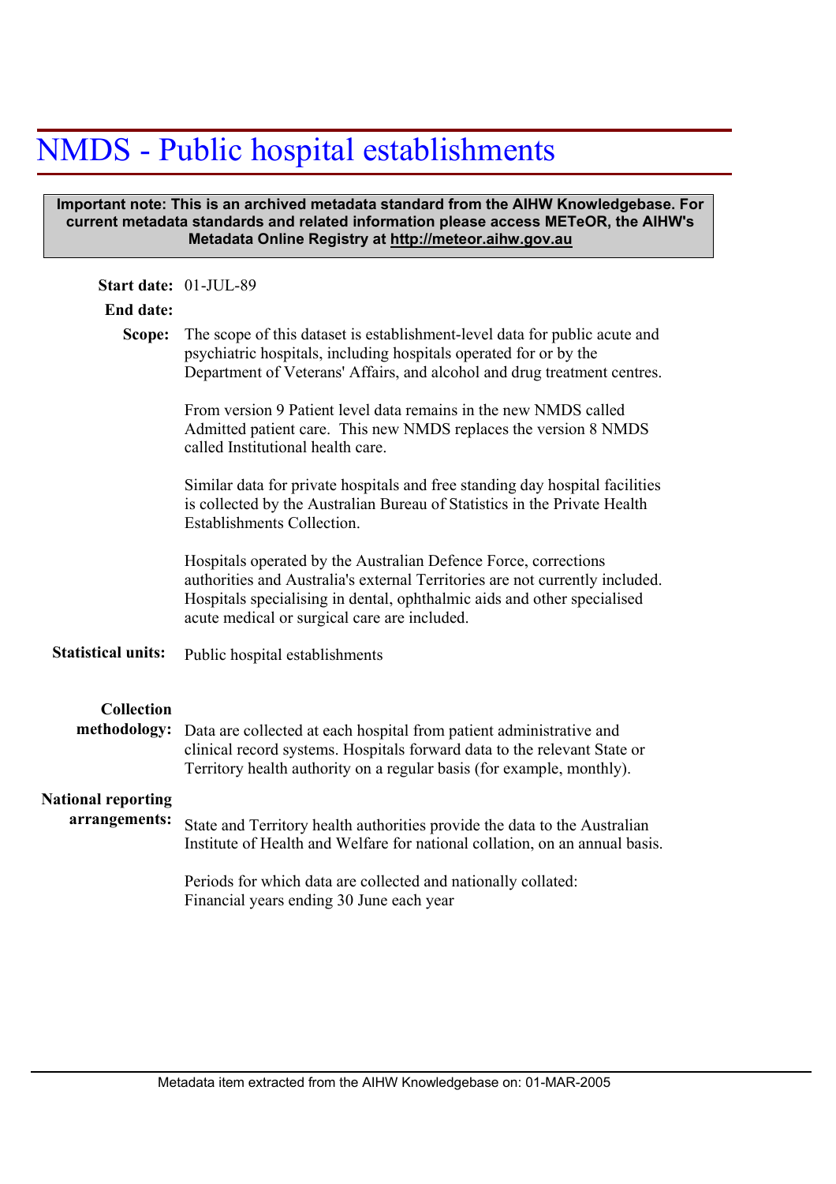# NMDS - Public hospital establishments

**Important note: This is an archived metadata standard from the AIHW Knowledgebase. For current metadata standards and related information please access METeOR, the AIHW's Metadata Online Registry at http://meteor.aihw.gov.au**

**Start date:** 01-JUL-89

**End date:**

**Scope:** The scope of this dataset is establishment-level data for public acute and psychiatric hospitals, including hospitals operated for or by the Department of Veterans' Affairs, and alcohol and drug treatment centres.

From version 9 Patient level data remains in the new NMDS called Admitted patient care. This new NMDS replaces the version 8 NMDS called Institutional health care.

Similar data for private hospitals and free standing day hospital facilities is collected by the Australian Bureau of Statistics in the Private Health Establishments Collection.

Hospitals operated by the Australian Defence Force, corrections authorities and Australia's external Territories are not currently included. Hospitals specialising in dental, ophthalmic aids and other specialised acute medical or surgical care are included.

**Statistical units:** Public hospital establishments

**Collection methodology:** Data are collected at each hospital from patient administrative and clinical record systems. Hospitals forward data to the relevant State or Territory health authority on a regular basis (for example, monthly).

**National reporting arrangements:** State and Territory health authorities provide the data to the Australian Institute of Health and Welfare for national collation, on an annual basis.

Periods for which data are collected and nationally collated:
Financial years ending 30 June each year

Metadata item extracted from the AIHW Knowledgebase on: 01-MAR-2005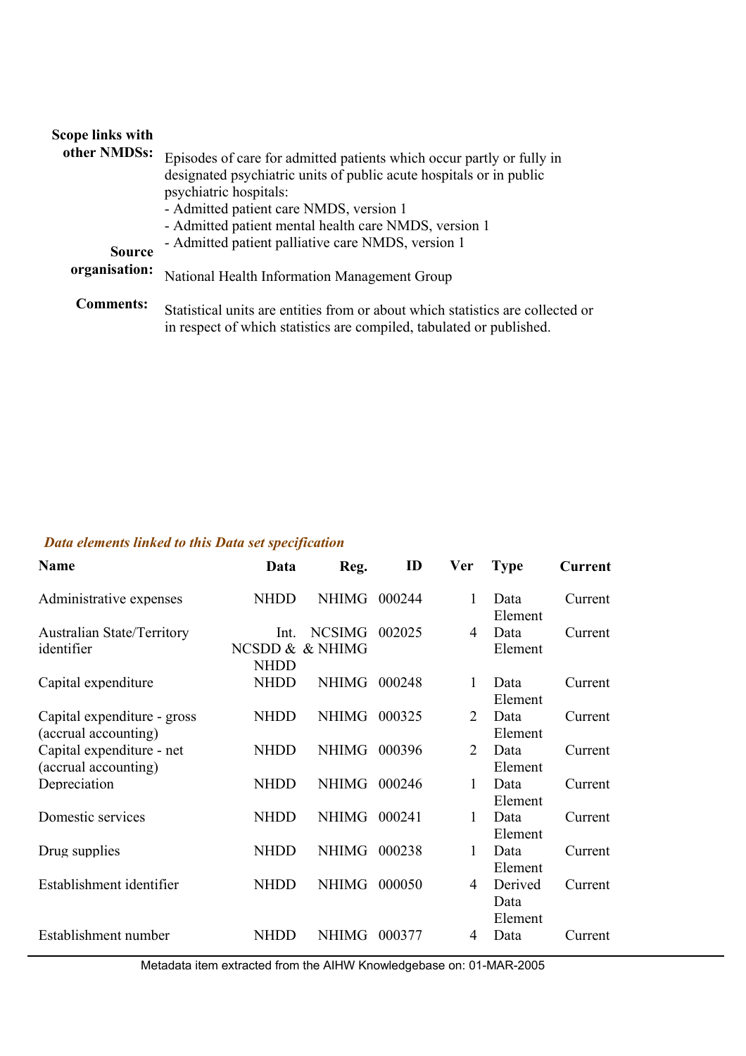**Scope links with other NMDSs:** Episodes of care for admitted patients which occur partly or fully in designated psychiatric units of public acute hospitals or in public psychiatric hospitals:
- Admitted patient care NMDS, version 1
- Admitted patient mental health care NMDS, version 1
- Admitted patient palliative care NMDS, version 1

**Source organisation:** National Health Information Management Group

**Comments:** Statistical units are entities from or about which statistics are collected or in respect of which statistics are compiled, tabulated or published.

***Data elements linked to this Data set specification***

| Name | Data | Reg. | ID | Ver | Type | Current |
|---|---|---|---|---|---|---|
| Administrative expenses | NHDD | NHIMG | 000244 | 1 | Data Element | Current |
| Australian State/Territory identifier | Int. NCSDD & NHDD | NCSIMG & NHIMG | 002025 | 4 | Data Element | Current |
| Capital expenditure | NHDD | NHIMG | 000248 | 1 | Data Element | Current |
| Capital expenditure - gross (accrual accounting) | NHDD | NHIMG | 000325 | 2 | Data Element | Current |
| Capital expenditure - net (accrual accounting) | NHDD | NHIMG | 000396 | 2 | Data Element | Current |
| Depreciation | NHDD | NHIMG | 000246 | 1 | Data Element | Current |
| Domestic services | NHDD | NHIMG | 000241 | 1 | Data Element | Current |
| Drug supplies | NHDD | NHIMG | 000238 | 1 | Data Element | Current |
| Establishment identifier | NHDD | NHIMG | 000050 | 4 | Derived Data Element | Current |
| Establishment number | NHDD | NHIMG | 000377 | 4 | Data | Current |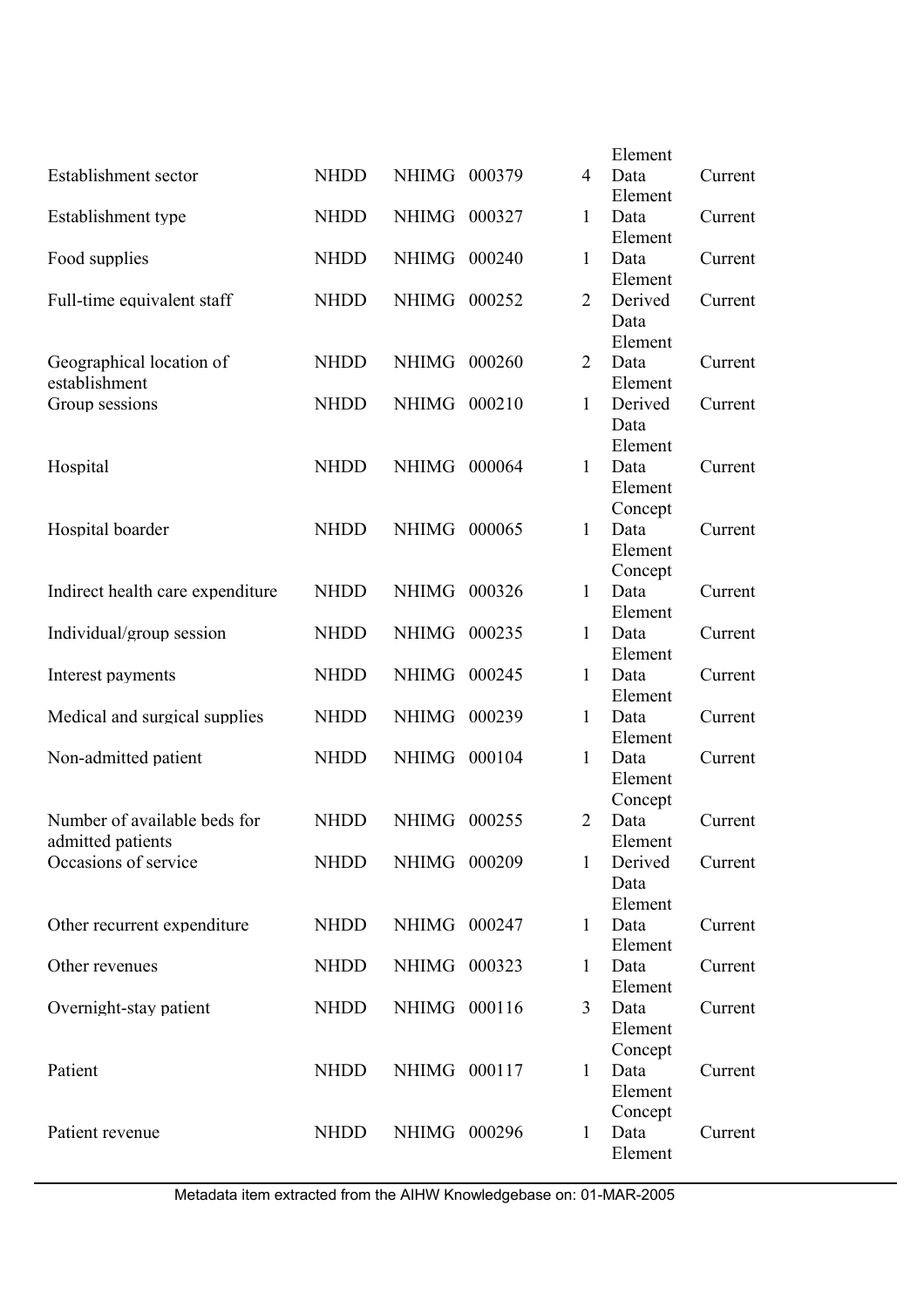| | | | | | | |
|---|---|---|---|---|---|---|
| Establishment sector | NHDD | NHIMG | 000379 | 4 | Data Element | Current |
| Establishment type | NHDD | NHIMG | 000327 | 1 | Data Element | Current |
| Food supplies | NHDD | NHIMG | 000240 | 1 | Data Element | Current |
| Full-time equivalent staff | NHDD | NHIMG | 000252 | 2 | Derived Data Element | Current |
| Geographical location of establishment | NHDD | NHIMG | 000260 | 2 | Data Element | Current |
| Group sessions | NHDD | NHIMG | 000210 | 1 | Derived Data Element | Current |
| Hospital | NHDD | NHIMG | 000064 | 1 | Data Element Concept | Current |
| Hospital boarder | NHDD | NHIMG | 000065 | 1 | Data Element Concept | Current |
| Indirect health care expenditure | NHDD | NHIMG | 000326 | 1 | Data Element | Current |
| Individual/group session | NHDD | NHIMG | 000235 | 1 | Data Element | Current |
| Interest payments | NHDD | NHIMG | 000245 | 1 | Data Element | Current |
| Medical and surgical supplies | NHDD | NHIMG | 000239 | 1 | Data Element | Current |
| Non-admitted patient | NHDD | NHIMG | 000104 | 1 | Data Element Concept | Current |
| Number of available beds for admitted patients | NHDD | NHIMG | 000255 | 2 | Data Element | Current |
| Occasions of service | NHDD | NHIMG | 000209 | 1 | Derived Data Element | Current |
| Other recurrent expenditure | NHDD | NHIMG | 000247 | 1 | Data Element | Current |
| Other revenues | NHDD | NHIMG | 000323 | 1 | Data Element | Current |
| Overnight-stay patient | NHDD | NHIMG | 000116 | 3 | Data Element Concept | Current |
| Patient | NHDD | NHIMG | 000117 | 1 | Data Element Concept | Current |
| Patient revenue | NHDD | NHIMG | 000296 | 1 | Data Element | Current |

Metadata item extracted from the AIHW Knowledgebase on: 01-MAR-2005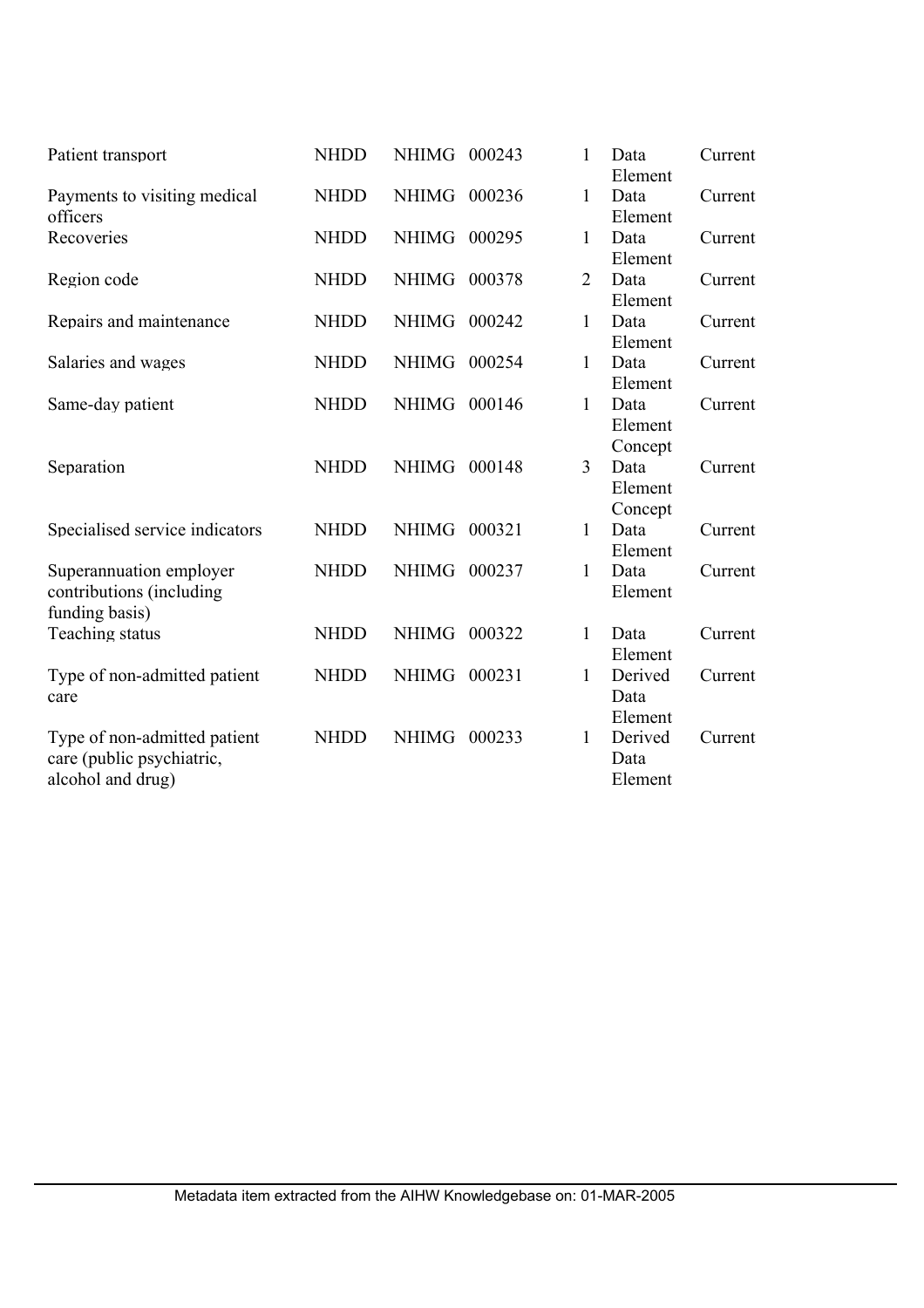| | | | | | | |
|---|---|---|---|---|---|---|
| Patient transport | NHDD | NHIMG | 000243 | 1 | Data Element | Current |
| Payments to visiting medical officers | NHDD | NHIMG | 000236 | 1 | Data Element | Current |
| Recoveries | NHDD | NHIMG | 000295 | 1 | Data Element | Current |
| Region code | NHDD | NHIMG | 000378 | 2 | Data Element | Current |
| Repairs and maintenance | NHDD | NHIMG | 000242 | 1 | Data Element | Current |
| Salaries and wages | NHDD | NHIMG | 000254 | 1 | Data Element | Current |
| Same-day patient | NHDD | NHIMG | 000146 | 1 | Data Element Concept | Current |
| Separation | NHDD | NHIMG | 000148 | 3 | Data Element Concept | Current |
| Specialised service indicators | NHDD | NHIMG | 000321 | 1 | Data Element | Current |
| Superannuation employer contributions (including funding basis) | NHDD | NHIMG | 000237 | 1 | Data Element | Current |
| Teaching status | NHDD | NHIMG | 000322 | 1 | Data Element | Current |
| Type of non-admitted patient care | NHDD | NHIMG | 000231 | 1 | Derived Data Element | Current |
| Type of non-admitted patient care (public psychiatric, alcohol and drug) | NHDD | NHIMG | 000233 | 1 | Derived Data Element | Current |

Metadata item extracted from the AIHW Knowledgebase on: 01-MAR-2005